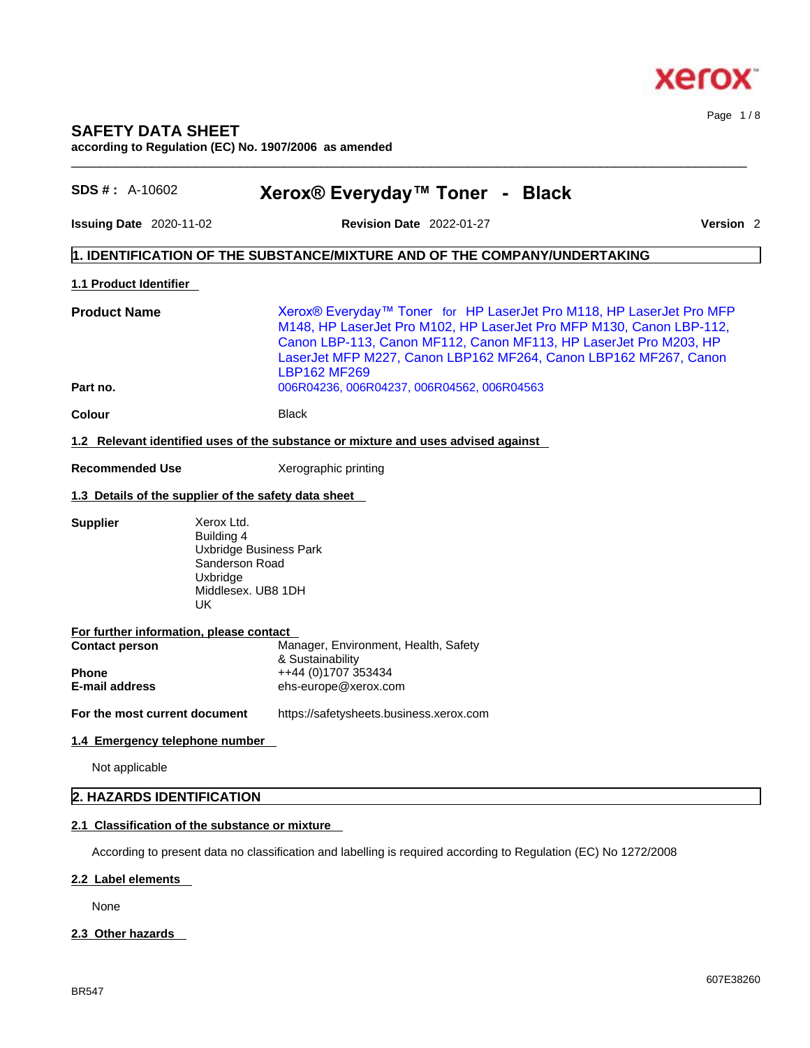# SAFETY DATA SHEET

**according to Regulation (EC) No. 1907/2006 as amended**

**SDS # :** A-10602

## Xerox® Everyday™ Toner - Black

**Issuing Date** 2020-11-02 **Revision Date** 2022-01-27 **Version** 2

## 1. IDENTIFICATION OF THE SUBSTANCE/MIXTURE AND OF THE COMPANY/UNDERTAKING

### 1.1 Product Identifier

**Product Name** Xerox® Everyday™ Toner for HP LaserJet Pro M118, HP LaserJet Pro MFP M148, HP LaserJet Pro M102, HP LaserJet Pro MFP M130, Canon LBP-112, Canon LBP-113, Canon MF112, Canon MF113, HP LaserJet Pro M203, HP LaserJet MFP M227, Canon LBP162 MF264, Canon LBP162 MF267, Canon LBP162 MF269

**Part no.** 006R04236, 006R04237, 006R04562, 006R04563

**Colour** Black

### 1.2 Relevant identified uses of the substance or mixture and uses advised against

**Recommended Use** Xerographic printing

### 1.3 Details of the supplier of the safety data sheet

**Supplier**
Xerox Ltd.
Building 4
Uxbridge Business Park
Sanderson Road
Uxbridge
Middlesex. UB8 1DH
UK

**For further information, please contact**

**Contact person** Manager, Environment, Health, Safety & Sustainability
**Phone** ++44 (0)1707 353434
**E-mail address** ehs-europe@xerox.com

**For the most current document** https://safetysheets.business.xerox.com

### 1.4 Emergency telephone number

Not applicable

## 2. HAZARDS IDENTIFICATION

### 2.1 Classification of the substance or mixture

According to present data no classification and labelling is required according to Regulation (EC) No 1272/2008

### 2.2 Label elements

None

### 2.3 Other hazards

BR547

607E38260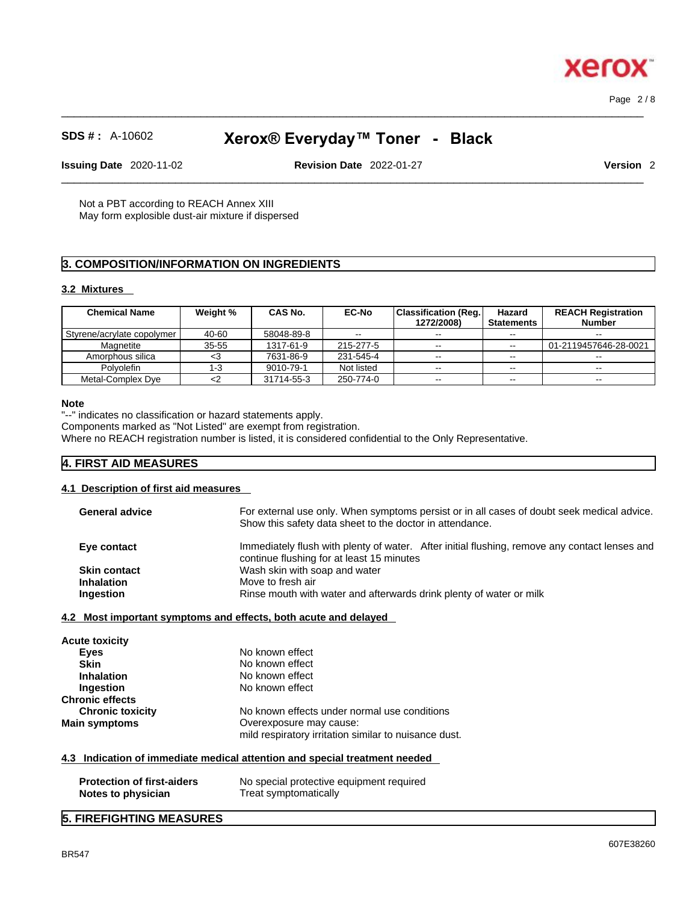Not a PBT according to REACH Annex XIII
May form explosible dust-air mixture if dispersed

## 3. COMPOSITION/INFORMATION ON INGREDIENTS

### 3.2 Mixtures

| Chemical Name | Weight % | CAS No. | EC-No | Classification (Reg. 1272/2008) | Hazard Statements | REACH Registration Number |
|---|---|---|---|---|---|---|
| Styrene/acrylate copolymer | 40-60 | 58048-89-8 | -- | -- | -- | -- |
| Magnetite | 35-55 | 1317-61-9 | 215-277-5 | -- | -- | 01-2119457646-28-0021 |
| Amorphous silica | <3 | 7631-86-9 | 231-545-4 | -- | -- | -- |
| Polyolefin | 1-3 | 9010-79-1 | Not listed | -- | -- | -- |
| Metal-Complex Dye | <2 | 31714-55-3 | 250-774-0 | -- | -- | -- |

**Note**
"--" indicates no classification or hazard statements apply.
Components marked as "Not Listed" are exempt from registration.
Where no REACH registration number is listed, it is considered confidential to the Only Representative.

## 4. FIRST AID MEASURES

### 4.1 Description of first aid measures

**General advice** For external use only. When symptoms persist or in all cases of doubt seek medical advice. Show this safety data sheet to the doctor in attendance.

**Eye contact** Immediately flush with plenty of water. After initial flushing, remove any contact lenses and continue flushing for at least 15 minutes

**Skin contact** Wash skin with soap and water

**Inhalation** Move to fresh air

**Ingestion** Rinse mouth with water and afterwards drink plenty of water or milk

### 4.2 Most important symptoms and effects, both acute and delayed

**Acute toxicity**

**Eyes** No known effect

**Skin** No known effect

**Inhalation** No known effect

**Ingestion** No known effect

**Chronic effects**

**Chronic toxicity** No known effects under normal use conditions

**Main symptoms** Overexposure may cause:
mild respiratory irritation similar to nuisance dust.

### 4.3 Indication of immediate medical attention and special treatment needed

**Protection of first-aiders** No special protective equipment required

**Notes to physician** Treat symptomatically

## 5. FIREFIGHTING MEASURES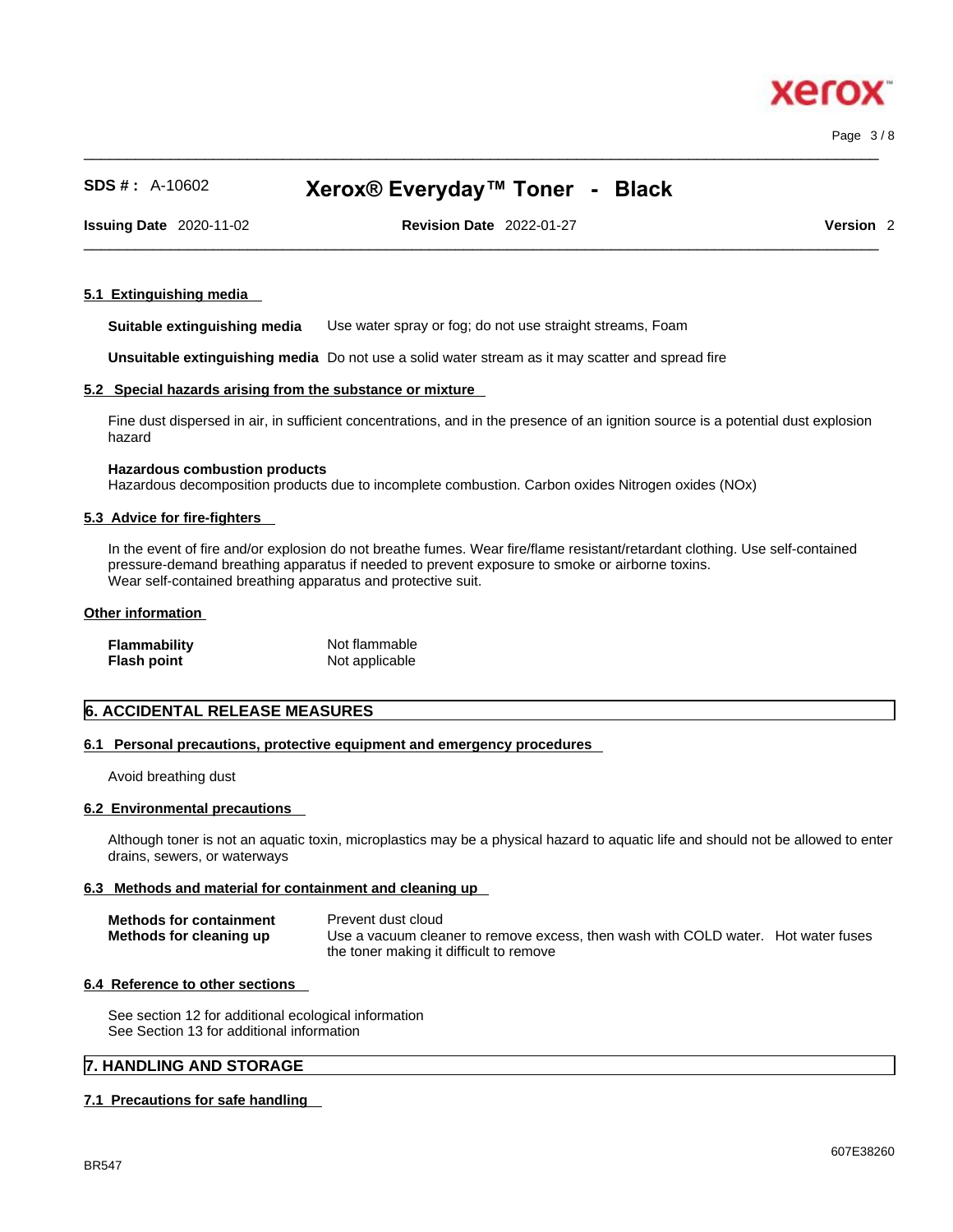#### 5.1 Extinguishing media

**Suitable extinguishing media** Use water spray or fog; do not use straight streams, Foam

**Unsuitable extinguishing media** Do not use a solid water stream as it may scatter and spread fire

#### 5.2 Special hazards arising from the substance or mixture

Fine dust dispersed in air, in sufficient concentrations, and in the presence of an ignition source is a potential dust explosion hazard

**Hazardous combustion products**
Hazardous decomposition products due to incomplete combustion. Carbon oxides Nitrogen oxides (NOx)

#### 5.3 Advice for fire-fighters

In the event of fire and/or explosion do not breathe fumes. Wear fire/flame resistant/retardant clothing. Use self-contained pressure-demand breathing apparatus if needed to prevent exposure to smoke or airborne toxins.
Wear self-contained breathing apparatus and protective suit.

#### Other information

| | |
|---|---|
| **Flammability** | Not flammable |
| **Flash point** | Not applicable |

## 6. ACCIDENTAL RELEASE MEASURES

#### 6.1 Personal precautions, protective equipment and emergency procedures

Avoid breathing dust

#### 6.2 Environmental precautions

Although toner is not an aquatic toxin, microplastics may be a physical hazard to aquatic life and should not be allowed to enter drains, sewers, or waterways

#### 6.3 Methods and material for containment and cleaning up

| | |
|---|---|
| **Methods for containment** | Prevent dust cloud |
| **Methods for cleaning up** | Use a vacuum cleaner to remove excess, then wash with COLD water. Hot water fuses the toner making it difficult to remove |

#### 6.4 Reference to other sections

See section 12 for additional ecological information
See Section 13 for additional information

## 7. HANDLING AND STORAGE

#### 7.1 Precautions for safe handling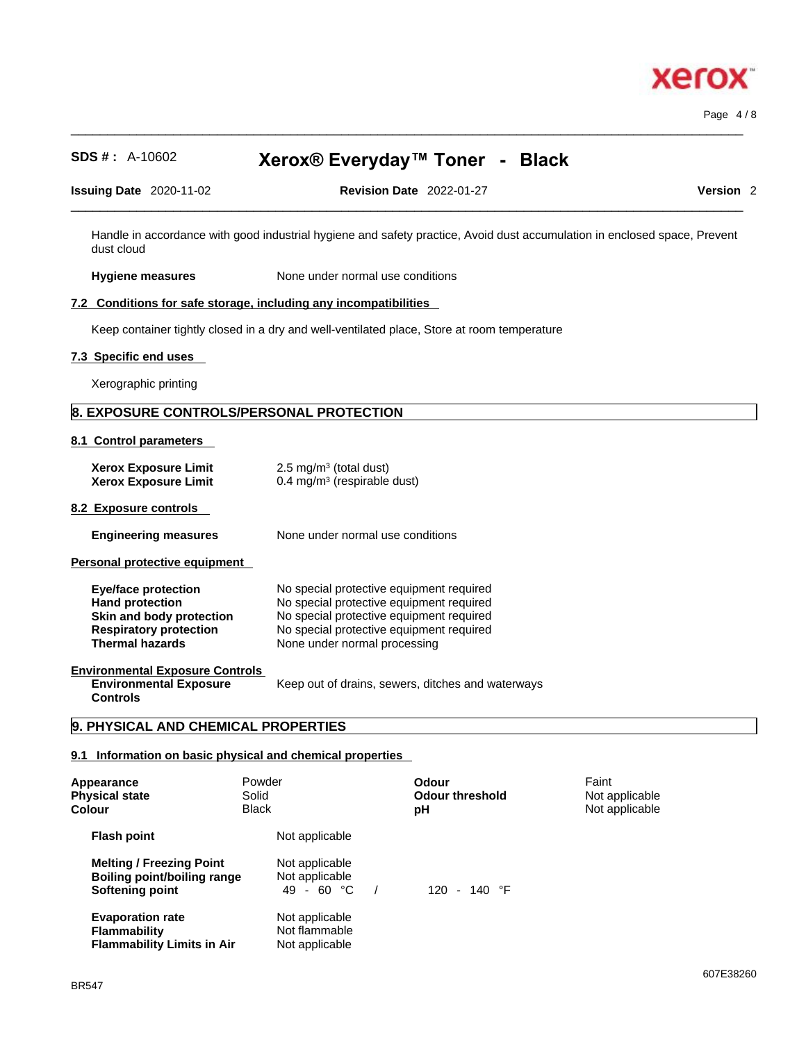Handle in accordance with good industrial hygiene and safety practice, Avoid dust accumulation in enclosed space, Prevent dust cloud

**Hygiene measures** None under normal use conditions

### 7.2 Conditions for safe storage, including any incompatibilities

Keep container tightly closed in a dry and well-ventilated place, Store at room temperature

### 7.3 Specific end uses

Xerographic printing

## 8. EXPOSURE CONTROLS/PERSONAL PROTECTION

### 8.1 Control parameters

| | |
|---|---|
| **Xerox Exposure Limit** | 2.5 mg/m³ (total dust) |
| **Xerox Exposure Limit** | 0.4 mg/m³ (respirable dust) |

### 8.2 Exposure controls

**Engineering measures** None under normal use conditions

### Personal protective equipment

| | |
|---|---|
| **Eye/face protection** | No special protective equipment required |
| **Hand protection** | No special protective equipment required |
| **Skin and body protection** | No special protective equipment required |
| **Respiratory protection** | No special protective equipment required |
| **Thermal hazards** | None under normal processing |

### Environmental Exposure Controls

**Environmental Exposure Controls** Keep out of drains, sewers, ditches and waterways

## 9. PHYSICAL AND CHEMICAL PROPERTIES

### 9.1 Information on basic physical and chemical properties

| | | | |
|---|---|---|---|
| **Appearance** | Powder | **Odour** | Faint |
| **Physical state** | Solid | **Odour threshold** | Not applicable |
| **Colour** | Black | **pH** | Not applicable |

| | |
|---|---|
| **Flash point** | Not applicable |
| **Melting / Freezing Point** | Not applicable |
| **Boiling point/boiling range** | Not applicable |
| **Softening point** | 49 - 60 °C / 120 - 140 °F |
| **Evaporation rate** | Not applicable |
| **Flammability** | Not flammable |
| **Flammability Limits in Air** | Not applicable |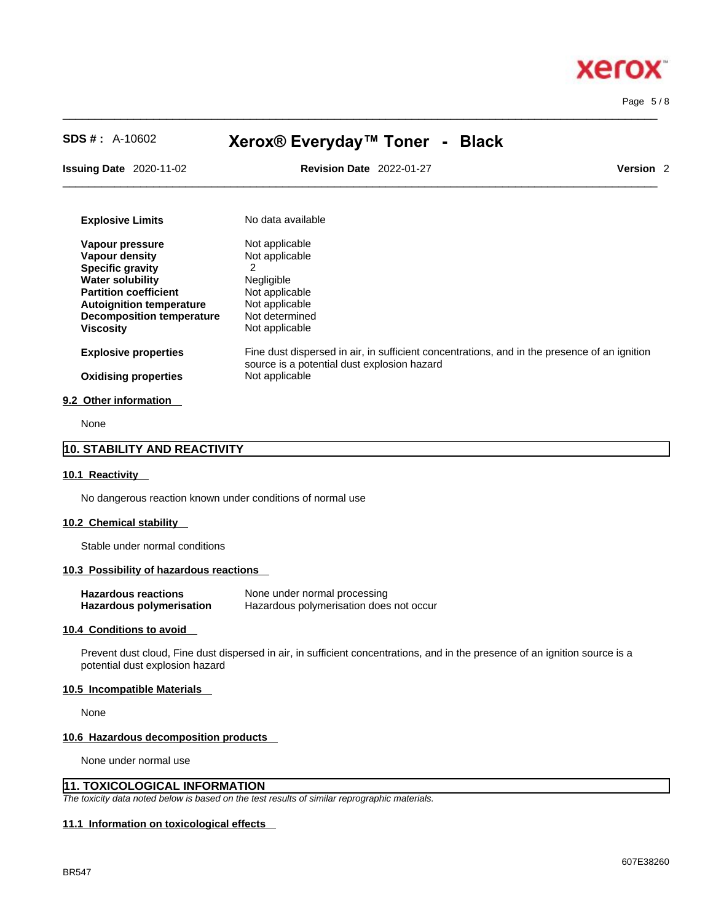| | |
|---|---|
| **Explosive Limits** | No data available |
| **Vapour pressure** | Not applicable |
| **Vapour density** | Not applicable |
| **Specific gravity** | 2 |
| **Water solubility** | Negligible |
| **Partition coefficient** | Not applicable |
| **Autoignition temperature** | Not applicable |
| **Decomposition temperature** | Not determined |
| **Viscosity** | Not applicable |
| **Explosive properties** | Fine dust dispersed in air, in sufficient concentrations, and in the presence of an ignition source is a potential dust explosion hazard |
| **Oxidising properties** | Not applicable |

### 9.2 Other information

None

## 10. STABILITY AND REACTIVITY

### 10.1 Reactivity

No dangerous reaction known under conditions of normal use

### 10.2 Chemical stability

Stable under normal conditions

### 10.3 Possibility of hazardous reactions

| | |
|---|---|
| **Hazardous reactions** | None under normal processing |
| **Hazardous polymerisation** | Hazardous polymerisation does not occur |

### 10.4 Conditions to avoid

Prevent dust cloud, Fine dust dispersed in air, in sufficient concentrations, and in the presence of an ignition source is a potential dust explosion hazard

### 10.5 Incompatible Materials

None

### 10.6 Hazardous decomposition products

None under normal use

## 11. TOXICOLOGICAL INFORMATION

*The toxicity data noted below is based on the test results of similar reprographic materials.*

### 11.1 Information on toxicological effects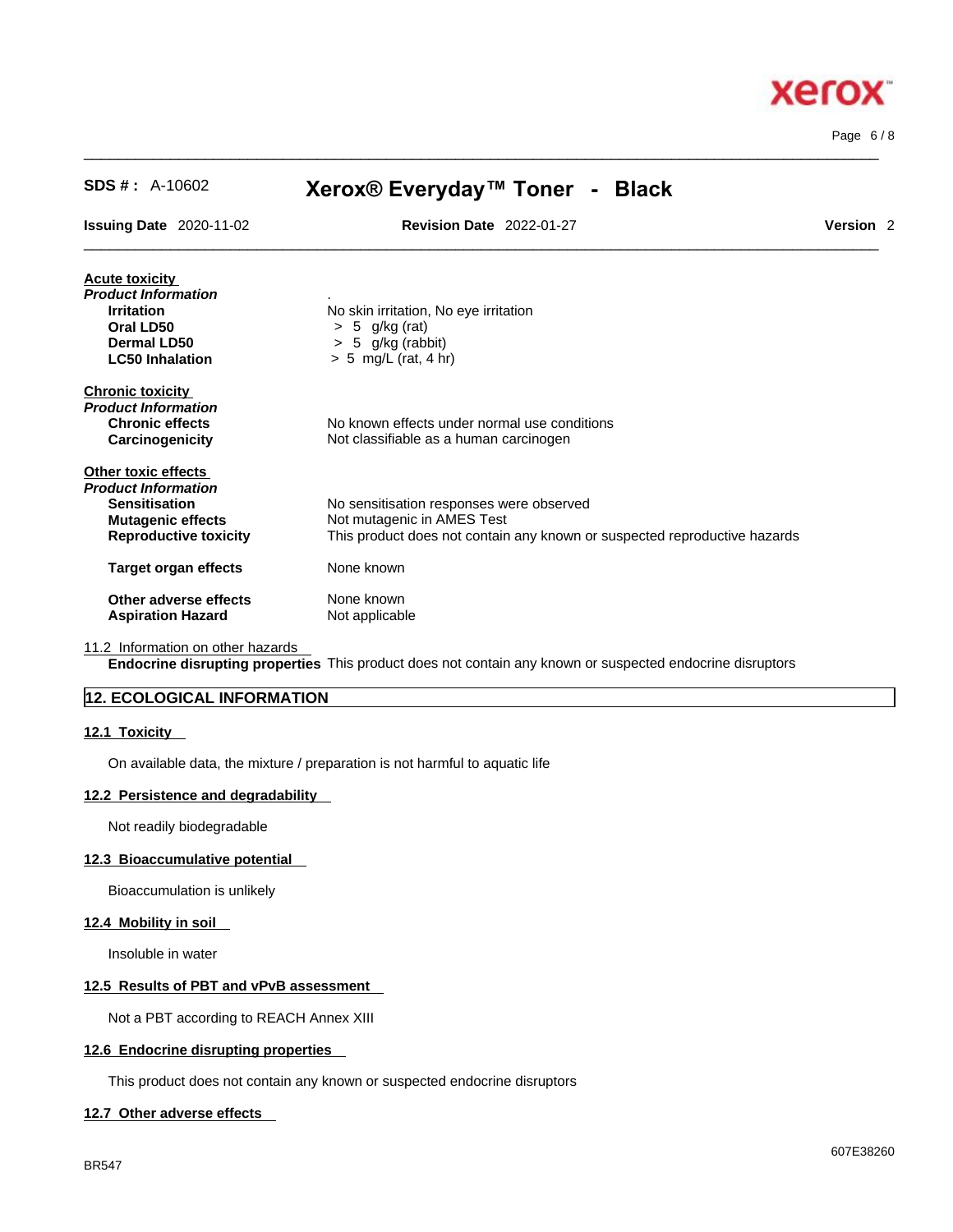**Acute toxicity**

***Product Information***

| | |
|---|---|
| **Irritation** | No skin irritation, No eye irritation |
| **Oral LD50** | > 5 g/kg (rat) |
| **Dermal LD50** | > 5 g/kg (rabbit) |
| **LC50 Inhalation** | > 5 mg/L (rat, 4 hr) |

**Chronic toxicity**

***Product Information***

| | |
|---|---|
| **Chronic effects** | No known effects under normal use conditions |
| **Carcinogenicity** | Not classifiable as a human carcinogen |

**Other toxic effects**

***Product Information***

| | |
|---|---|
| **Sensitisation** | No sensitisation responses were observed |
| **Mutagenic effects** | Not mutagenic in AMES Test |
| **Reproductive toxicity** | This product does not contain any known or suspected reproductive hazards |
| **Target organ effects** | None known |
| **Other adverse effects** | None known |
| **Aspiration Hazard** | Not applicable |

11.2 Information on other hazards

**Endocrine disrupting properties** This product does not contain any known or suspected endocrine disruptors

## 12. ECOLOGICAL INFORMATION

### 12.1 Toxicity

On available data, the mixture / preparation is not harmful to aquatic life

### 12.2 Persistence and degradability

Not readily biodegradable

### 12.3 Bioaccumulative potential

Bioaccumulation is unlikely

### 12.4 Mobility in soil

Insoluble in water

### 12.5 Results of PBT and vPvB assessment

Not a PBT according to REACH Annex XIII

### 12.6 Endocrine disrupting properties

This product does not contain any known or suspected endocrine disruptors

### 12.7 Other adverse effects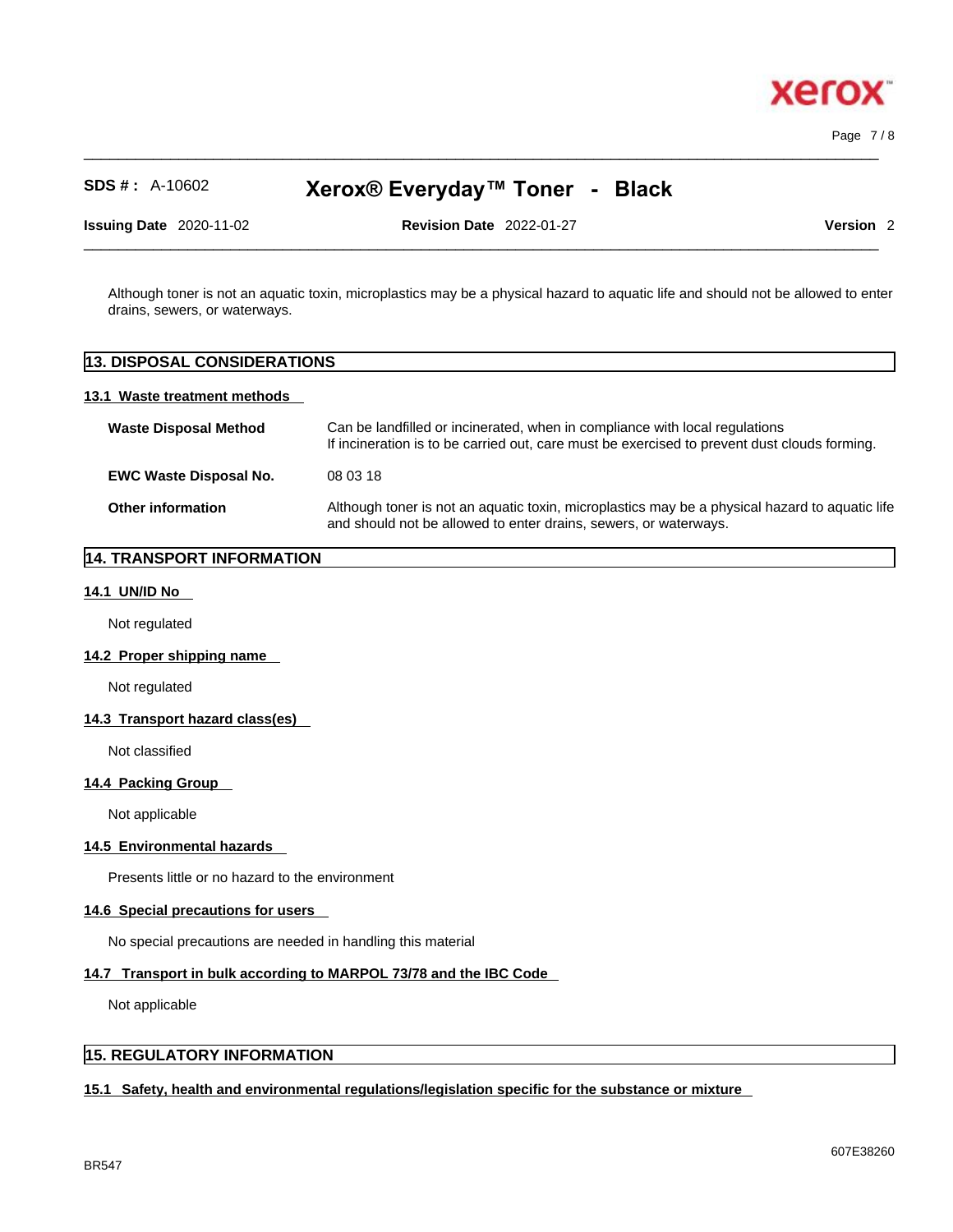Although toner is not an aquatic toxin, microplastics may be a physical hazard to aquatic life and should not be allowed to enter drains, sewers, or waterways.

## 13. DISPOSAL CONSIDERATIONS

### 13.1 Waste treatment methods

**Waste Disposal Method** Can be landfilled or incinerated, when in compliance with local regulations
If incineration is to be carried out, care must be exercised to prevent dust clouds forming.

**EWC Waste Disposal No.** 08 03 18

**Other information** Although toner is not an aquatic toxin, microplastics may be a physical hazard to aquatic life and should not be allowed to enter drains, sewers, or waterways.

## 14. TRANSPORT INFORMATION

### 14.1 UN/ID No

Not regulated

### 14.2 Proper shipping name

Not regulated

### 14.3 Transport hazard class(es)

Not classified

### 14.4 Packing Group

Not applicable

### 14.5 Environmental hazards

Presents little or no hazard to the environment

### 14.6 Special precautions for users

No special precautions are needed in handling this material

### 14.7 Transport in bulk according to MARPOL 73/78 and the IBC Code

Not applicable

## 15. REGULATORY INFORMATION

### 15.1 Safety, health and environmental regulations/legislation specific for the substance or mixture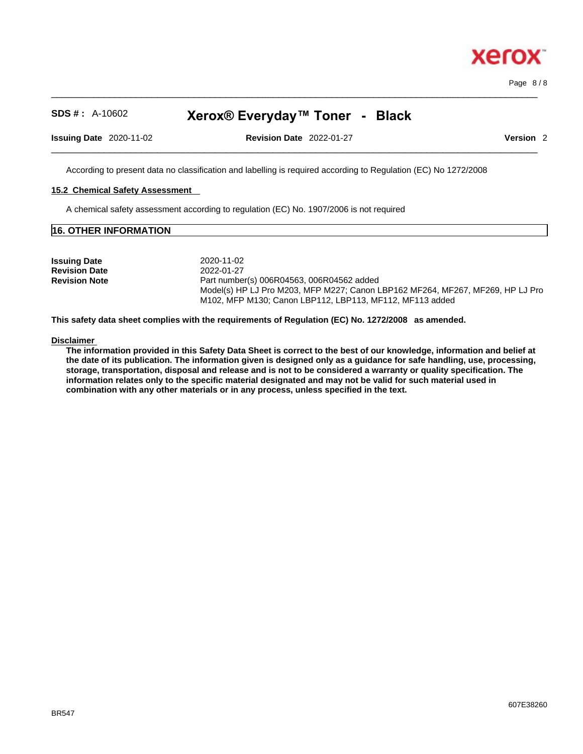According to present data no classification and labelling is required according to Regulation (EC) No 1272/2008

### 15.2 Chemical Safety Assessment

A chemical safety assessment according to regulation (EC) No. 1907/2006 is not required

## 16. OTHER INFORMATION

| | |
|---|---|
| **Issuing Date** | 2020-11-02 |
| **Revision Date** | 2022-01-27 |
| **Revision Note** | Part number(s) 006R04563, 006R04562 added<br>Model(s) HP LJ Pro M203, MFP M227; Canon LBP162 MF264, MF267, MF269, HP LJ Pro M102, MFP M130; Canon LBP112, LBP113, MF112, MF113 added |

**This safety data sheet complies with the requirements of Regulation (EC) No. 1272/2008 as amended.**

**Disclaimer**

**The information provided in this Safety Data Sheet is correct to the best of our knowledge, information and belief at the date of its publication. The information given is designed only as a guidance for safe handling, use, processing, storage, transportation, disposal and release and is not to be considered a warranty or quality specification. The information relates only to the specific material designated and may not be valid for such material used in combination with any other materials or in any process, unless specified in the text.**